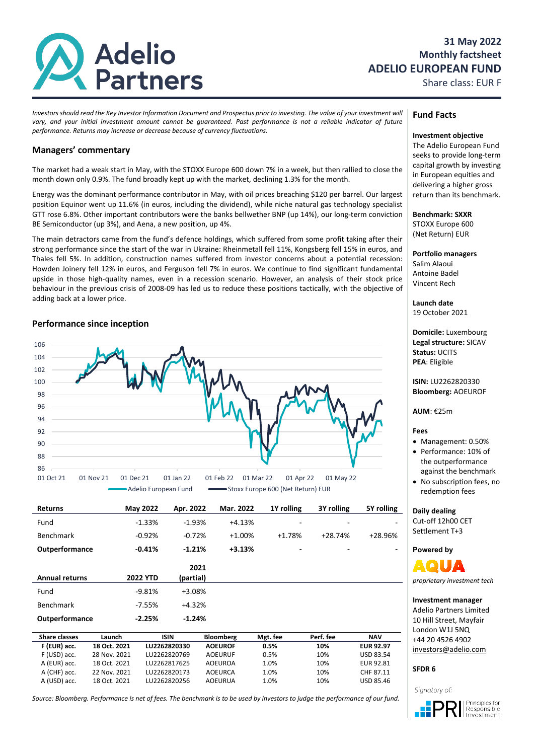# Adelio Partners

**31 May 2022**
**Monthly factsheet**
**ADELIO EUROPEAN FUND**
Share class: EUR F

*Investors should read the Key Investor Information Document and Prospectus prior to investing. The value of your investment will vary, and your initial investment amount cannot be guaranteed. Past performance is not a reliable indicator of future performance. Returns may increase or decrease because of currency fluctuations.*

## Managers' commentary

The market had a weak start in May, with the STOXX Europe 600 down 7% in a week, but then rallied to close the month down only 0.9%. The fund broadly kept up with the market, declining 1.3% for the month.

Energy was the dominant performance contributor in May, with oil prices breaching $120 per barrel. Our largest position Equinor went up 11.6% (in euros, including the dividend), while niche natural gas technology specialist GTT rose 6.8%. Other important contributors were the banks bellwether BNP (up 14%), our long-term conviction BE Semiconductor (up 3%), and Aena, a new position, up 4%.

The main detractors came from the fund's defence holdings, which suffered from some profit taking after their strong performance since the start of the war in Ukraine: Rheinmetall fell 11%, Kongsberg fell 15% in euros, and Thales fell 5%. In addition, construction names suffered from investor concerns about a potential recession: Howden Joinery fell 12% in euros, and Ferguson fell 7% in euros. We continue to find significant fundamental upside in those high-quality names, even in a recession scenario. However, an analysis of their stock price behaviour in the previous crisis of 2008-09 has led us to reduce these positions tactically, with the objective of adding back at a lower price.

## Performance since inception

Adelio European Fund — Stoxx Europe 600 (Net Return) EUR

| Returns | May 2022 | Apr. 2022 | Mar. 2022 | 1Y rolling | 3Y rolling | 5Y rolling |
|---|---|---|---|---|---|---|
| Fund | -1.33% | -1.93% | +4.13% | - | - | - |
| Benchmark | -0.92% | -0.72% | +1.00% | +1.78% | +28.74% | +28.96% |
| **Outperformance** | **-0.41%** | **-1.21%** | **+3.13%** | **-** | **-** | **-** |

| Annual returns | 2022 YTD | 2021 (partial) |
|---|---|---|
| Fund | -9.81% | +3.08% |
| Benchmark | -7.55% | +4.32% |
| **Outperformance** | **-2.25%** | **-1.24%** |

| Share classes | Launch | ISIN | Bloomberg | Mgt. fee | Perf. fee | NAV |
|---|---|---|---|---|---|---|
| **F (EUR) acc.** | **18 Oct. 2021** | **LU2262820330** | **AOEUROF** | **0.5%** | **10%** | **EUR 92.97** |
| F (USD) acc. | 28 Nov. 2021 | LU2262820769 | AOEURUF | 0.5% | 10% | USD 83.54 |
| A (EUR) acc. | 18 Oct. 2021 | LU2262817625 | AOEUROA | 1.0% | 10% | EUR 92.81 |
| A (CHF) acc. | 22 Nov. 2021 | LU2262820173 | AOEURCA | 1.0% | 10% | CHF 87.11 |
| A (USD) acc. | 18 Oct. 2021 | LU2262820256 | AOEURUA | 1.0% | 10% | USD 85.46 |

*Source: Bloomberg. Performance is net of fees. The benchmark is to be used by investors to judge the performance of our fund.*

## Fund Facts

**Investment objective**
The Adelio European Fund seeks to provide long-term capital growth by investing in European equities and delivering a higher gross return than its benchmark.

**Benchmark: SXXR**
STOXX Europe 600 (Net Return) EUR

**Portfolio managers**
Salim Alaoui
Antoine Badel
Vincent Rech

**Launch date**
19 October 2021

**Domicile:** Luxembourg
**Legal structure:** SICAV
**Status:** UCITS
**PEA**: Eligible

**ISIN:** LU2262820330
**Bloomberg:** AOEUROF

**AUM**: €25m

**Fees**
- Management: 0.50%
- Performance: 10% of the outperformance against the benchmark
- No subscription fees, no redemption fees

**Daily dealing**
Cut-off 12h00 CET
Settlement T+3

**Powered by**
AQUA
*proprietary investment tech*

**Investment manager**
Adelio Partners Limited
10 Hill Street, Mayfair
London W1J 5NQ
+44 20 4526 4902
investors@adelio.com

**SFDR 6**

Signatory of: PRI Principles for Responsible Investment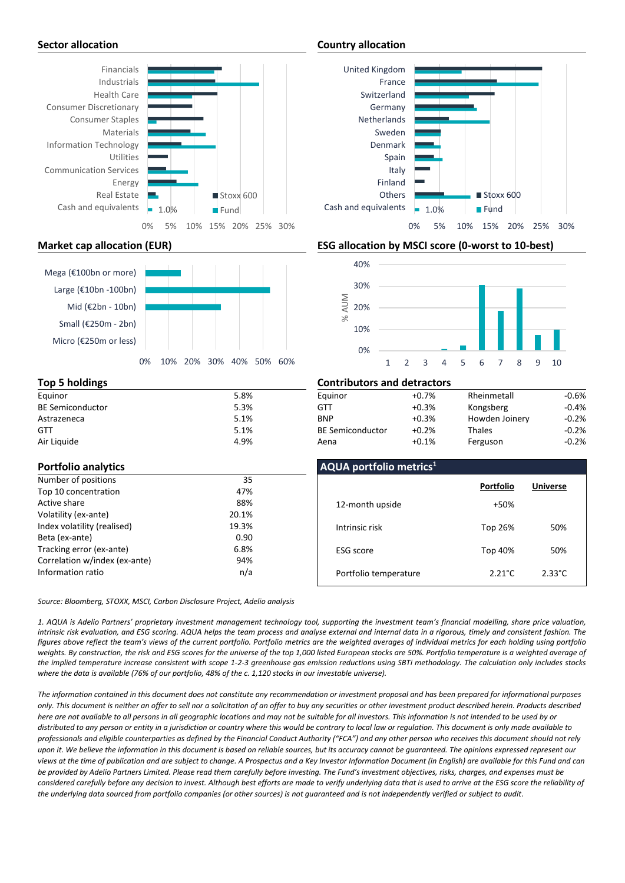## Sector allocation

Financials
Industrials
Health Care
Consumer Discretionary
Consumer Staples
Materials
Information Technology
Utilities
Communication Services
Energy
Real Estate
Cash and equivalents

1.0%

Stoxx 600
Fund

0% 5% 10% 15% 20% 25% 30%

## Country allocation

United Kingdom
France
Switzerland
Germany
Netherlands
Sweden
Denmark
Spain
Italy
Finland
Others
Cash and equivalents

1.0%

Stoxx 600
Fund

0% 5% 10% 15% 20% 25% 30%

## Market cap allocation (EUR)

Mega (€100bn or more)
Large (€10bn -100bn)
Mid (€2bn - 10bn)
Small (€250m - 2bn)
Micro (€250m or less)

0% 10% 20% 30% 40% 50% 60%

## ESG allocation by MSCI score (0-worst to 10-best)

% AUM

40%
30%
20%
10%
0%

1 2 3 4 5 6 7 8 9 10

## Top 5 holdings

| | |
|---|---|
| Equinor | 5.8% |
| BE Semiconductor | 5.3% |
| Astrazeneca | 5.1% |
| GTT | 5.1% |
| Air Liquide | 4.9% |

## Contributors and detractors

| | | | |
|---|---|---|---|
| Equinor | +0.7% | Rheinmetall | -0.6% |
| GTT | +0.3% | Kongsberg | -0.4% |
| BNP | +0.3% | Howden Joinery | -0.2% |
| BE Semiconductor | +0.2% | Thales | -0.2% |
| Aena | +0.1% | Ferguson | -0.2% |

## Portfolio analytics

| | |
|---|---|
| Number of positions | 35 |
| Top 10 concentration | 47% |
| Active share | 88% |
| Volatility (ex-ante) | 20.1% |
| Index volatility (realised) | 19.3% |
| Beta (ex-ante) | 0.90 |
| Tracking error (ex-ante) | 6.8% |
| Correlation w/index (ex-ante) | 94% |
| Information ratio | n/a |

## AQUA portfolio metrics[1]

| | Portfolio | Universe |
|---|---|---|
| 12-month upside | +50% | |
| Intrinsic risk | Top 26% | 50% |
| ESG score | Top 40% | 50% |
| Portfolio temperature | 2.21°C | 2.33°C |

*Source: Bloomberg, STOXX, MSCI, Carbon Disclosure Project, Adelio analysis*

*1. AQUA is Adelio Partners' proprietary investment management technology tool, supporting the investment team's financial modelling, share price valuation, intrinsic risk evaluation, and ESG scoring. AQUA helps the team process and analyse external and internal data in a rigorous, timely and consistent fashion. The figures above reflect the team's views of the current portfolio. Portfolio metrics are the weighted averages of individual metrics for each holding using portfolio weights. By construction, the risk and ESG scores for the universe of the top 1,000 listed European stocks are 50%. Portfolio temperature is a weighted average of the implied temperature increase consistent with scope 1-2-3 greenhouse gas emission reductions using SBTi methodology. The calculation only includes stocks where the data is available (76% of our portfolio, 48% of the c. 1,120 stocks in our investable universe).*

*The information contained in this document does not constitute any recommendation or investment proposal and has been prepared for informational purposes only. This document is neither an offer to sell nor a solicitation of an offer to buy any securities or other investment product described herein. Products described here are not available to all persons in all geographic locations and may not be suitable for all investors. This information is not intended to be used by or distributed to any person or entity in a jurisdiction or country where this would be contrary to local law or regulation. This document is only made available to professionals and eligible counterparties as defined by the Financial Conduct Authority ("FCA") and any other person who receives this document should not rely upon it. We believe the information in this document is based on reliable sources, but its accuracy cannot be guaranteed. The opinions expressed represent our views at the time of publication and are subject to change. A Prospectus and a Key Investor Information Document (in English) are available for this Fund and can be provided by Adelio Partners Limited. Please read them carefully before investing. The Fund's investment objectives, risks, charges, and expenses must be considered carefully before any decision to invest. Although best efforts are made to verify underlying data that is used to arrive at the ESG score the reliability of the underlying data sourced from portfolio companies (or other sources) is not guaranteed and is not independently verified or subject to audit.*